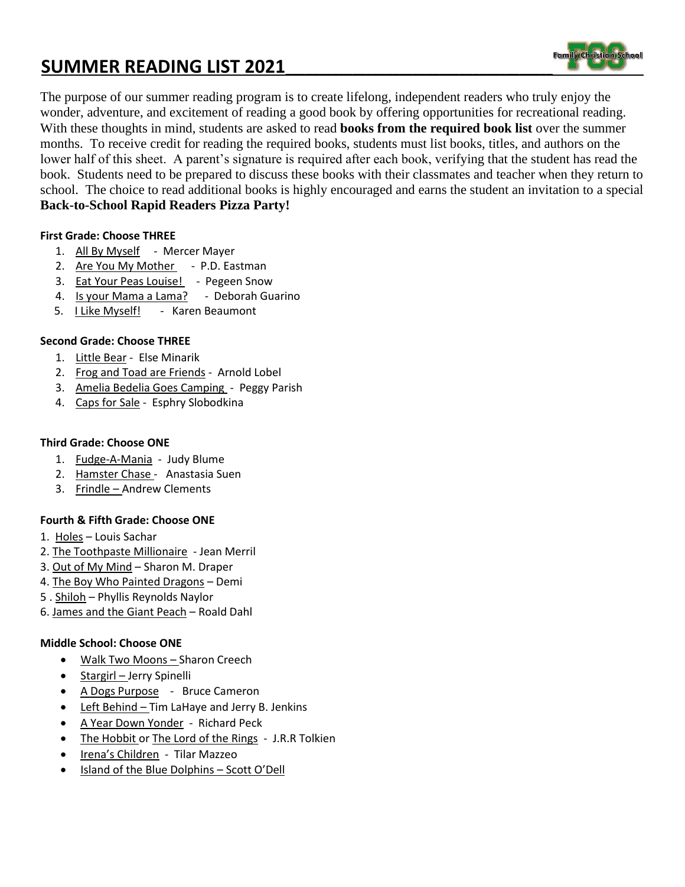# SUMMER READING LIST 2021

The purpose of our summer reading program is to create lifelong, independent readers who truly enjoy the wonder, adventure, and excitement of reading a good book by offering opportunities for recreational reading. With these thoughts in mind, students are asked to read **books from the required book list** over the summer months. To receive credit for reading the required books, students must list books, titles, and authors on the lower half of this sheet. A parent's signature is required after each book, verifying that the student has read the book. Students need to be prepared to discuss these books with their classmates and teacher when they return to school. The choice to read additional books is highly encouraged and earns the student an invitation to a special **Back-to-School Rapid Readers Pizza Party!**

**First Grade: Choose THREE**

1. All By Myself - Mercer Mayer
2. Are You My Mother - P.D. Eastman
3. Eat Your Peas Louise! - Pegeen Snow
4. Is your Mama a Lama? - Deborah Guarino
5. I Like Myself! - Karen Beaumont

**Second Grade: Choose THREE**

1. Little Bear - Else Minarik
2. Frog and Toad are Friends - Arnold Lobel
3. Amelia Bedelia Goes Camping - Peggy Parish
4. Caps for Sale - Esphry Slobodkina

**Third Grade: Choose ONE**

1. Fudge-A-Mania - Judy Blume
2. Hamster Chase - Anastasia Suen
3. Frindle – Andrew Clements

**Fourth & Fifth Grade: Choose ONE**

1. Holes – Louis Sachar
2. The Toothpaste Millionaire - Jean Merril
3. Out of My Mind – Sharon M. Draper
4. The Boy Who Painted Dragons – Demi
5. Shiloh – Phyllis Reynolds Naylor
6. James and the Giant Peach – Roald Dahl

**Middle School: Choose ONE**

- Walk Two Moons – Sharon Creech
- Stargirl – Jerry Spinelli
- A Dogs Purpose - Bruce Cameron
- Left Behind – Tim LaHaye and Jerry B. Jenkins
- A Year Down Yonder - Richard Peck
- The Hobbit or The Lord of the Rings - J.R.R Tolkien
- Irena's Children - Tilar Mazzeo
- Island of the Blue Dolphins – Scott O'Dell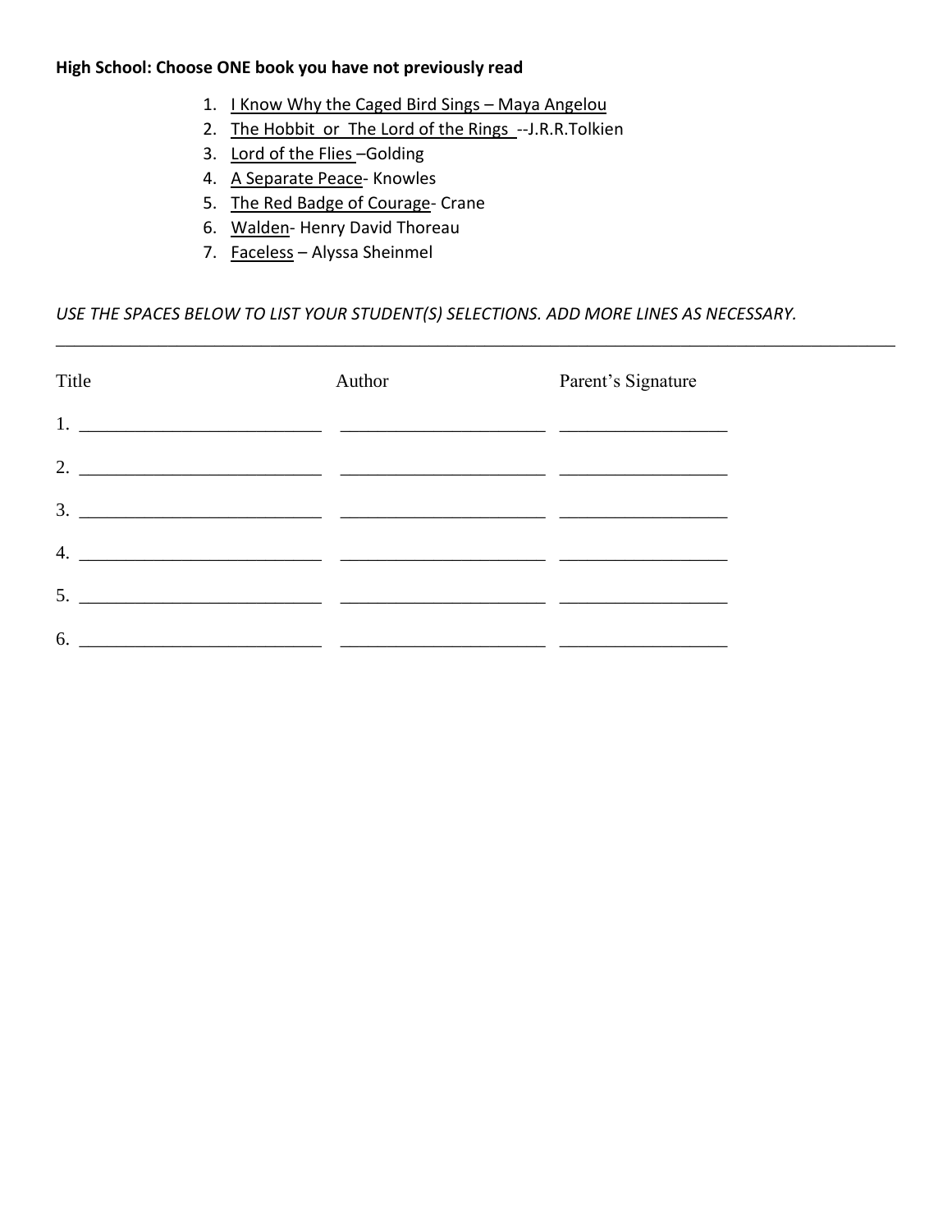**High School: Choose ONE book you have not previously read**

1. I Know Why the Caged Bird Sings – Maya Angelou
2. The Hobbit or The Lord of the Rings --J.R.R.Tolkien
3. Lord of the Flies –Golding
4. A Separate Peace- Knowles
5. The Red Badge of Courage- Crane
6. Walden- Henry David Thoreau
7. Faceless – Alyssa Sheinmel

*USE THE SPACES BELOW TO LIST YOUR STUDENT(S) SELECTIONS. ADD MORE LINES AS NECESSARY.*

---

| Title | Author | Parent's Signature |
|---|---|---|
| 1. ___________________ | ___________________ | ___________________ |
| 2. ___________________ | ___________________ | ___________________ |
| 3. ___________________ | ___________________ | ___________________ |
| 4. ___________________ | ___________________ | ___________________ |
| 5. ___________________ | ___________________ | ___________________ |
| 6. ___________________ | ___________________ | ___________________ |